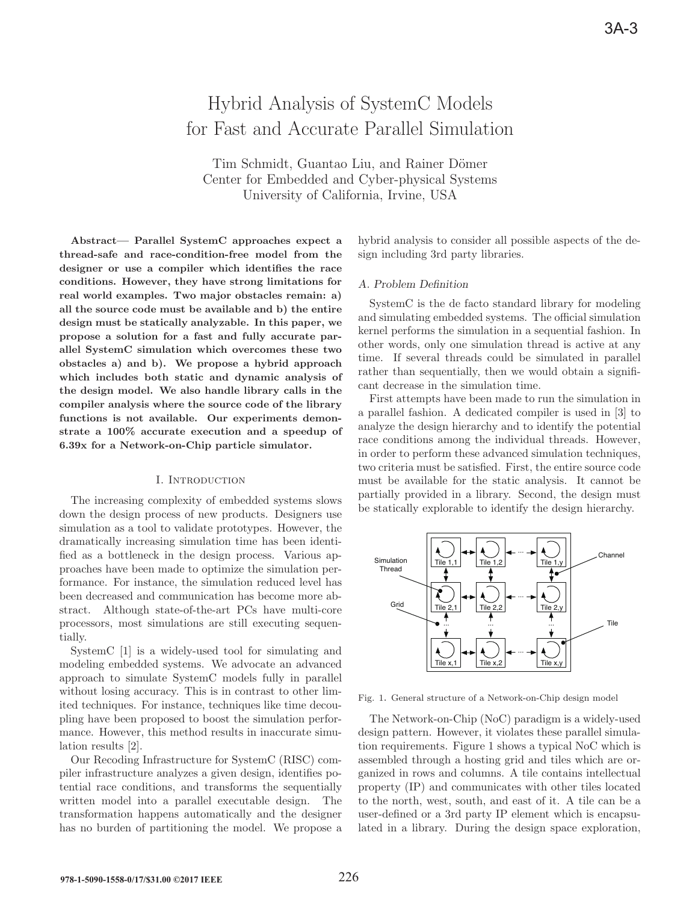# Hybrid Analysis of SystemC Models for Fast and Accurate Parallel Simulation

Tim Schmidt, Guantao Liu, and Rainer Dömer
Center for Embedded and Cyber-physical Systems
University of California, Irvine, USA

**Abstract— Parallel SystemC approaches expect a thread-safe and race-condition-free model from the designer or use a compiler which identifies the race conditions. However, they have strong limitations for real world examples. Two major obstacles remain: a) all the source code must be available and b) the entire design must be statically analyzable. In this paper, we propose a solution for a fast and fully accurate parallel SystemC simulation which overcomes these two obstacles a) and b). We propose a hybrid approach which includes both static and dynamic analysis of the design model. We also handle library calls in the compiler analysis where the source code of the library functions is not available. Our experiments demonstrate a 100% accurate execution and a speedup of 6.39x for a Network-on-Chip particle simulator.**

## I. Introduction

The increasing complexity of embedded systems slows down the design process of new products. Designers use simulation as a tool to validate prototypes. However, the dramatically increasing simulation time has been identified as a bottleneck in the design process. Various approaches have been made to optimize the simulation performance. For instance, the simulation reduced level has been decreased and communication has become more abstract. Although state-of-the-art PCs have multi-core processors, most simulations are still executing sequentially.

SystemC [1] is a widely-used tool for simulating and modeling embedded systems. We advocate an advanced approach to simulate SystemC models fully in parallel without losing accuracy. This is in contrast to other limited techniques. For instance, techniques like time decoupling have been proposed to boost the simulation performance. However, this method results in inaccurate simulation results [2].

Our Recoding Infrastructure for SystemC (RISC) compiler infrastructure analyzes a given design, identifies potential race conditions, and transforms the sequentially written model into a parallel executable design. The transformation happens automatically and the designer has no burden of partitioning the model. We propose a hybrid analysis to consider all possible aspects of the design including 3rd party libraries.

### A. Problem Definition

SystemC is the de facto standard library for modeling and simulating embedded systems. The official simulation kernel performs the simulation in a sequential fashion. In other words, only one simulation thread is active at any time. If several threads could be simulated in parallel rather than sequentially, then we would obtain a significant decrease in the simulation time.

First attempts have been made to run the simulation in a parallel fashion. A dedicated compiler is used in [3] to analyze the design hierarchy and to identify the potential race conditions among the individual threads. However, in order to perform these advanced simulation techniques, two criteria must be satisfied. First, the entire source code must be available for the static analysis. It cannot be partially provided in a library. Second, the design must be statically explorable to identify the design hierarchy.

Fig. 1. General structure of a Network-on-Chip design model

The Network-on-Chip (NoC) paradigm is a widely-used design pattern. However, it violates these parallel simulation requirements. Figure 1 shows a typical NoC which is assembled through a hosting grid and tiles which are organized in rows and columns. A tile contains intellectual property (IP) and communicates with other tiles located to the north, west, south, and east of it. A tile can be a user-defined or a 3rd party IP element which is encapsulated in a library. During the design space exploration,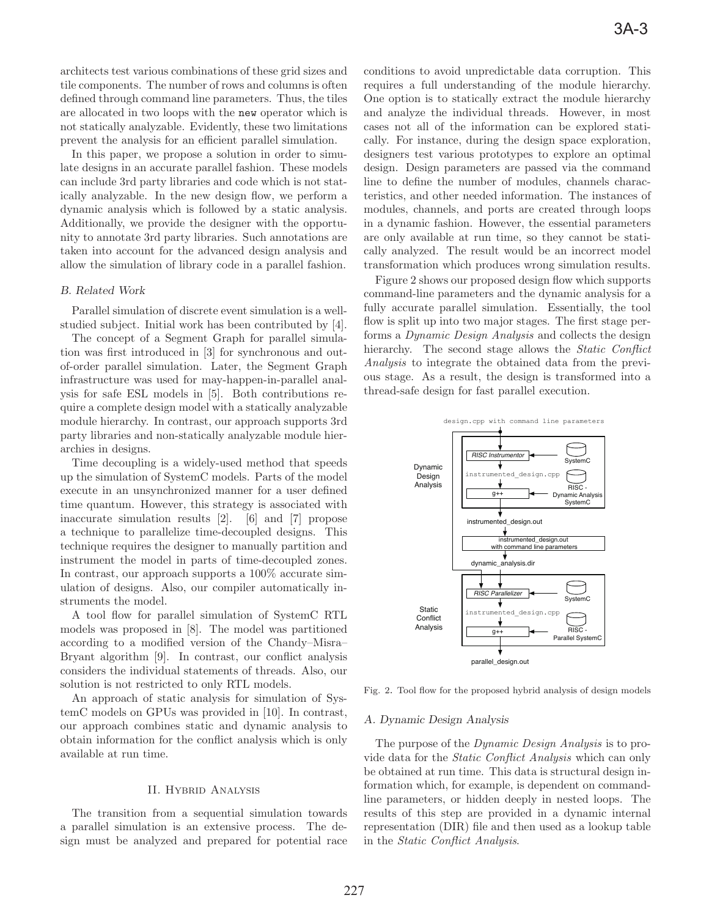architects test various combinations of these grid sizes and tile components. The number of rows and columns is often defined through command line parameters. Thus, the tiles are allocated in two loops with the `new` operator which is not statically analyzable. Evidently, these two limitations prevent the analysis for an efficient parallel simulation.

In this paper, we propose a solution in order to simulate designs in an accurate parallel fashion. These models can include 3rd party libraries and code which is not statically analyzable. In the new design flow, we perform a dynamic analysis which is followed by a static analysis. Additionally, we provide the designer with the opportunity to annotate 3rd party libraries. Such annotations are taken into account for the advanced design analysis and allow the simulation of library code in a parallel fashion.

### B. Related Work

Parallel simulation of discrete event simulation is a well-studied subject. Initial work has been contributed by [4].

The concept of a Segment Graph for parallel simulation was first introduced in [3] for synchronous and out-of-order parallel simulation. Later, the Segment Graph infrastructure was used for may-happen-in-parallel analysis for safe ESL models in [5]. Both contributions require a complete design model with a statically analyzable module hierarchy. In contrast, our approach supports 3rd party libraries and non-statically analyzable module hierarchies in designs.

Time decoupling is a widely-used method that speeds up the simulation of SystemC models. Parts of the model execute in an unsynchronized manner for a user defined time quantum. However, this strategy is associated with inaccurate simulation results [2]. [6] and [7] propose a technique to parallelize time-decoupled designs. This technique requires the designer to manually partition and instrument the model in parts of time-decoupled zones. In contrast, our approach supports a 100% accurate simulation of designs. Also, our compiler automatically instruments the model.

A tool flow for parallel simulation of SystemC RTL models was proposed in [8]. The model was partitioned according to a modified version of the Chandy–Misra–Bryant algorithm [9]. In contrast, our conflict analysis considers the individual statements of threads. Also, our solution is not restricted to only RTL models.

An approach of static analysis for simulation of SystemC models on GPUs was provided in [10]. In contrast, our approach combines static and dynamic analysis to obtain information for the conflict analysis which is only available at run time.

## II. Hybrid Analysis

The transition from a sequential simulation towards a parallel simulation is an extensive process. The design must be analyzed and prepared for potential race conditions to avoid unpredictable data corruption. This requires a full understanding of the module hierarchy. One option is to statically extract the module hierarchy and analyze the individual threads. However, in most cases not all of the information can be explored statically. For instance, during the design space exploration, designers test various prototypes to explore an optimal design. Design parameters are passed via the command line to define the number of modules, channels characteristics, and other needed information. The instances of modules, channels, and ports are created through loops in a dynamic fashion. However, the essential parameters are only available at run time, so they cannot be statically analyzed. The result would be an incorrect model transformation which produces wrong simulation results.

Figure 2 shows our proposed design flow which supports command-line parameters and the dynamic analysis for a fully accurate parallel simulation. Essentially, the tool flow is split up into two major stages. The first stage performs a *Dynamic Design Analysis* and collects the design hierarchy. The second stage allows the *Static Conflict Analysis* to integrate the obtained data from the previous stage. As a result, the design is transformed into a thread-safe design for fast parallel execution.

Fig. 2. Tool flow for the proposed hybrid analysis of design models

### A. Dynamic Design Analysis

The purpose of the *Dynamic Design Analysis* is to provide data for the *Static Conflict Analysis* which can only be obtained at run time. This data is structural design information which, for example, is dependent on command-line parameters, or hidden deeply in nested loops. The results of this step are provided in a dynamic internal representation (DIR) file and then used as a lookup table in the *Static Conflict Analysis*.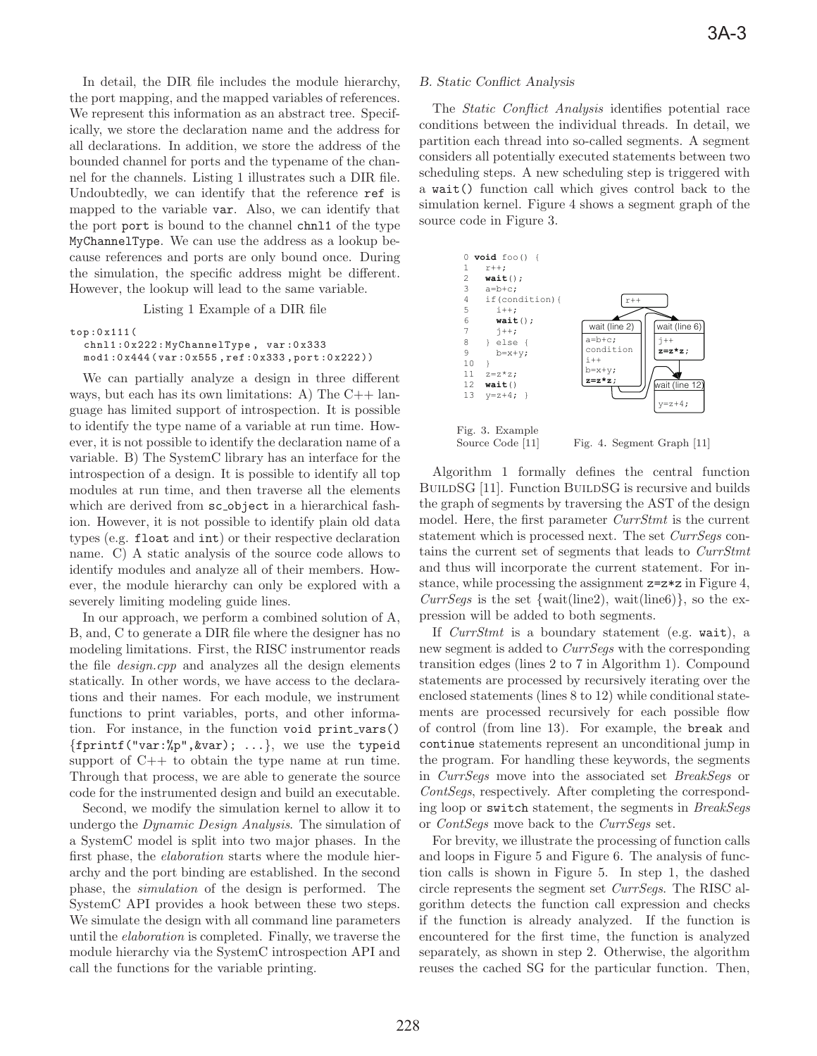In detail, the DIR file includes the module hierarchy, the port mapping, and the mapped variables of references. We represent this information as an abstract tree. Specifically, we store the declaration name and the address for all declarations. In addition, we store the address of the bounded channel for ports and the typename of the channel for the channels. Listing 1 illustrates such a DIR file. Undoubtedly, we can identify that the reference `ref` is mapped to the variable `var`. Also, we can identify that the port `port` is bound to the channel `chnl1` of the type `MyChannelType`. We can use the address as a lookup because references and ports are only bound once. During the simulation, the specific address might be different. However, the lookup will lead to the same variable.

Listing 1 Example of a DIR file

```
top:0x111(
  chnl1:0x222:MyChannelType, var:0x333
  mod1:0x444(var:0x555,ref:0x333,port:0x222))
```

We can partially analyze a design in three different ways, but each has its own limitations: A) The C++ language has limited support of introspection. It is possible to identify the type name of a variable at run time. However, it is not possible to identify the declaration name of a variable. B) The SystemC library has an interface for the introspection of a design. It is possible to identify all top modules at run time, and then traverse all the elements which are derived from `sc_object` in a hierarchical fashion. However, it is not possible to identify plain old data types (e.g. `float` and `int`) or their respective declaration name. C) A static analysis of the source code allows to identify modules and analyze all of their members. However, the module hierarchy can only be explored with a severely limiting modeling guide lines.

In our approach, we perform a combined solution of A, B, and, C to generate a DIR file where the designer has no modeling limitations. First, the RISC instrumentor reads the file *design.cpp* and analyzes all the design elements statically. In other words, we have access to the declarations and their names. For each module, we instrument functions to print variables, ports, and other information. For instance, in the function `void print_vars() {fprintf("var:%p",&var); ...}`, we use the `typeid` support of C++ to obtain the type name at run time. Through that process, we are able to generate the source code for the instrumented design and build an executable.

Second, we modify the simulation kernel to allow it to undergo the *Dynamic Design Analysis*. The simulation of a SystemC model is split into two major phases. In the first phase, the *elaboration* starts where the module hierarchy and the port binding are established. In the second phase, the *simulation* of the design is performed. The SystemC API provides a hook between these two steps. We simulate the design with all command line parameters until the *elaboration* is completed. Finally, we traverse the module hierarchy via the SystemC introspection API and call the functions for the variable printing.

### B. Static Conflict Analysis

The *Static Conflict Analysis* identifies potential race conditions between the individual threads. In detail, we partition each thread into so-called segments. A segment considers all potentially executed statements between two scheduling steps. A new scheduling step is triggered with a `wait()` function call which gives control back to the simulation kernel. Figure 4 shows a segment graph of the source code in Figure 3.

```
0  void foo() {
1    r++;
2    wait();
3    a=b+c;
4    if(condition){
5      i++;
6      wait();
7      j++;
8    } else {
9      b=x+y;
10   }
11   z=z*z;
12   wait()
13   y=z+4; }
```

Fig. 3. Example Source Code [11]

Fig. 4. Segment Graph [11]

Algorithm 1 formally defines the central function BuildSG [11]. Function BuildSG is recursive and builds the graph of segments by traversing the AST of the design model. Here, the first parameter *CurrStmt* is the current statement which is processed next. The set *CurrSegs* contains the current set of segments that leads to *CurrStmt* and thus will incorporate the current statement. For instance, while processing the assignment `z=z*z` in Figure 4, *CurrSegs* is the set {wait(line2), wait(line6)}, so the expression will be added to both segments.

If *CurrStmt* is a boundary statement (e.g. `wait`), a new segment is added to *CurrSegs* with the corresponding transition edges (lines 2 to 7 in Algorithm 1). Compound statements are processed by recursively iterating over the enclosed statements (lines 8 to 12) while conditional statements are processed recursively for each possible flow of control (from line 13). For example, the `break` and `continue` statements represent an unconditional jump in the program. For handling these keywords, the segments in *CurrSegs* move into the associated set *BreakSegs* or *ContSegs*, respectively. After completing the corresponding loop or `switch` statement, the segments in *BreakSegs* or *ContSegs* move back to the *CurrSegs* set.

For brevity, we illustrate the processing of function calls and loops in Figure 5 and Figure 6. The analysis of function calls is shown in Figure 5. In step 1, the dashed circle represents the segment set *CurrSegs*. The RISC algorithm detects the function call expression and checks if the function is already analyzed. If the function is encountered for the first time, the function is analyzed separately, as shown in step 2. Otherwise, the algorithm reuses the cached SG for the particular function. Then,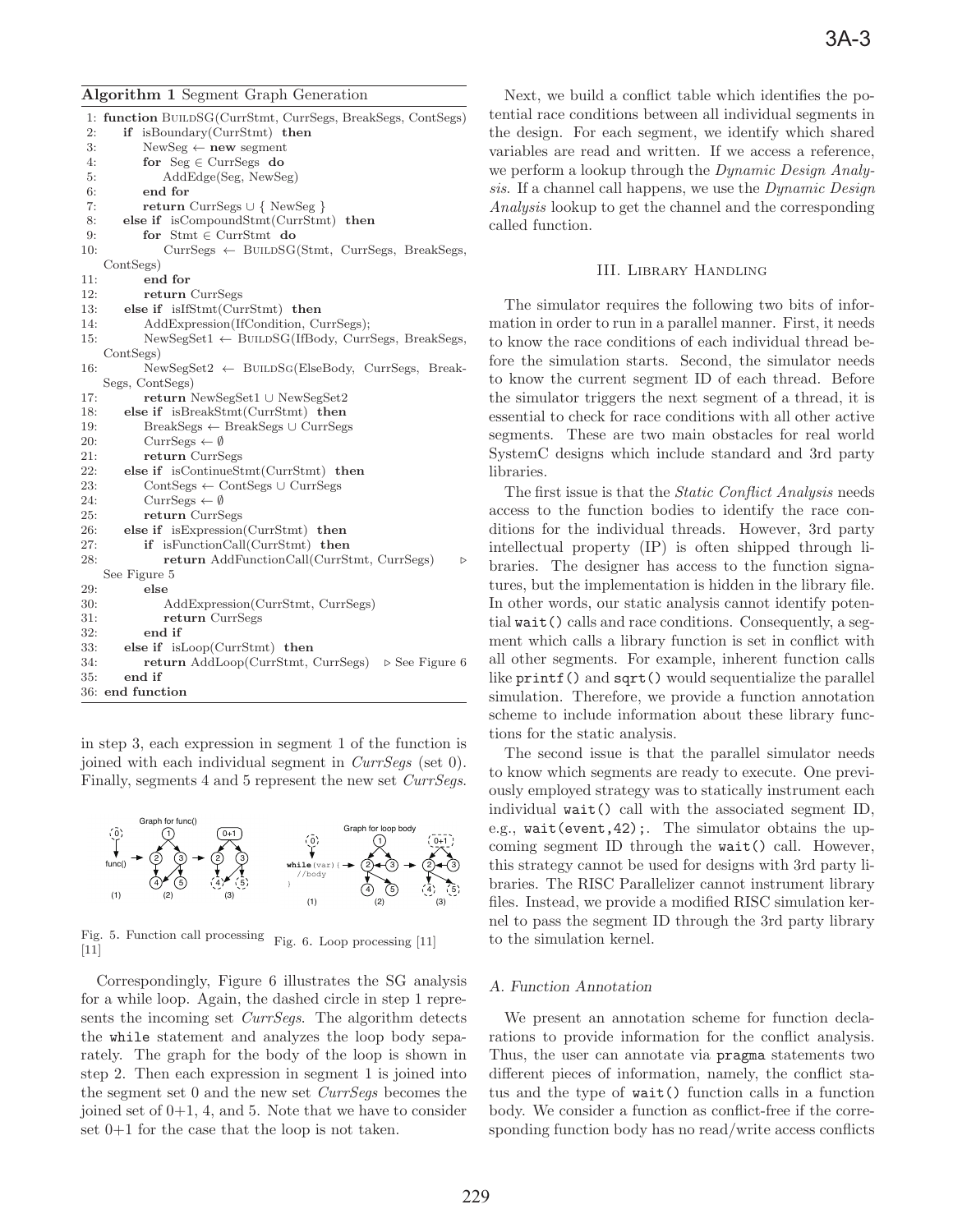**Algorithm 1** Segment Graph Generation

```
1: function BUILDSG(CurrStmt, CurrSegs, BreakSegs, ContSegs)
2:   if isBoundary(CurrStmt) then
3:     NewSeg ← new segment
4:     for Seg ∈ CurrSegs do
5:       AddEdge(Seg, NewSeg)
6:     end for
7:     return CurrSegs ∪ { NewSeg }
8:   else if isCompoundStmt(CurrStmt) then
9:     for Stmt ∈ CurrStmt do
10:      CurrSegs ← BUILDSG(Stmt, CurrSegs, BreakSegs, ContSegs)
11:    end for
12:    return CurrSegs
13:  else if isIfStmt(CurrStmt) then
14:    AddExpression(IfCondition, CurrSegs);
15:    NewSegSet1 ← BUILDSG(IfBody, CurrSegs, BreakSegs, ContSegs)
16:    NewSegSet2 ← BUILDSG(ElseBody, CurrSegs, BreakSegs, ContSegs)
17:    return NewSegSet1 ∪ NewSegSet2
18:  else if isBreakStmt(CurrStmt) then
19:    BreakSegs ← BreakSegs ∪ CurrSegs
20:    CurrSegs ← ∅
21:    return CurrSegs
22:  else if isContinueStmt(CurrStmt) then
23:    ContSegs ← ContSegs ∪ CurrSegs
24:    CurrSegs ← ∅
25:    return CurrSegs
26:  else if isExpression(CurrStmt) then
27:    if isFunctionCall(CurrStmt) then
28:      return AddFunctionCall(CurrStmt, CurrSegs)   ▷ See Figure 5
29:    else
30:      AddExpression(CurrStmt, CurrSegs)
31:      return CurrSegs
32:    end if
33:  else if isLoop(CurrStmt) then
34:    return AddLoop(CurrStmt, CurrSegs)   ▷ See Figure 6
35:  end if
36: end function
```

in step 3, each expression in segment 1 of the function is joined with each individual segment in *CurrSegs* (set 0). Finally, segments 4 and 5 represent the new set *CurrSegs*.

Fig. 5. Function call processing [11]

Fig. 6. Loop processing [11]

Correspondingly, Figure 6 illustrates the SG analysis for a while loop. Again, the dashed circle in step 1 represents the incoming set *CurrSegs*. The algorithm detects the `while` statement and analyzes the loop body separately. The graph for the body of the loop is shown in step 2. Then each expression in segment 1 is joined into the segment set 0 and the new set *CurrSegs* becomes the joined set of 0+1, 4, and 5. Note that we have to consider set 0+1 for the case that the loop is not taken.

Next, we build a conflict table which identifies the potential race conditions between all individual segments in the design. For each segment, we identify which shared variables are read and written. If we access a reference, we perform a lookup through the *Dynamic Design Analysis*. If a channel call happens, we use the *Dynamic Design Analysis* lookup to get the channel and the corresponding called function.

## III. Library Handling

The simulator requires the following two bits of information in order to run in a parallel manner. First, it needs to know the race conditions of each individual thread before the simulation starts. Second, the simulator needs to know the current segment ID of each thread. Before the simulator triggers the next segment of a thread, it is essential to check for race conditions with all other active segments. These are two main obstacles for real world SystemC designs which include standard and 3rd party libraries.

The first issue is that the *Static Conflict Analysis* needs access to the function bodies to identify the race conditions for the individual threads. However, 3rd party intellectual property (IP) is often shipped through libraries. The designer has access to the function signatures, but the implementation is hidden in the library file. In other words, our static analysis cannot identify potential `wait()` calls and race conditions. Consequently, a segment which calls a library function is set in conflict with all other segments. For example, inherent function calls like `printf()` and `sqrt()` would sequentialize the parallel simulation. Therefore, we provide a function annotation scheme to include information about these library functions for the static analysis.

The second issue is that the parallel simulator needs to know which segments are ready to execute. One previously employed strategy was to statically instrument each individual `wait()` call with the associated segment ID, e.g., `wait(event,42);`. The simulator obtains the upcoming segment ID through the `wait()` call. However, this strategy cannot be used for designs with 3rd party libraries. The RISC Parallelizer cannot instrument library files. Instead, we provide a modified RISC simulation kernel to pass the segment ID through the 3rd party library to the simulation kernel.

### A. Function Annotation

We present an annotation scheme for function declarations to provide information for the conflict analysis. Thus, the user can annotate via `pragma` statements two different pieces of information, namely, the conflict status and the type of `wait()` function calls in a function body. We consider a function as conflict-free if the corresponding function body has no read/write access conflicts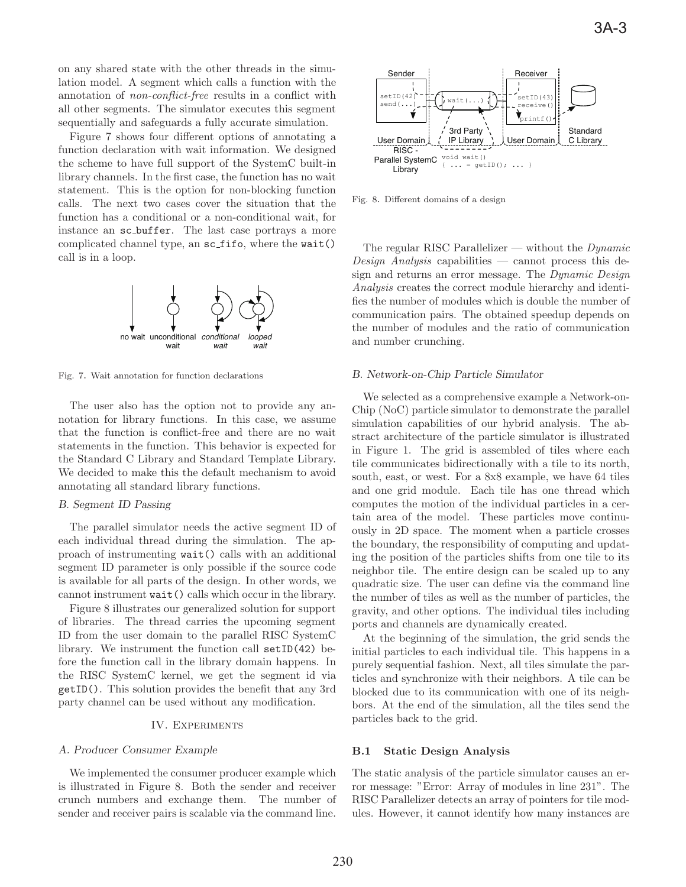on any shared state with the other threads in the simulation model. A segment which calls a function with the annotation of *non-conflict-free* results in a conflict with all other segments. The simulator executes this segment sequentially and safeguards a fully accurate simulation.

Figure 7 shows four different options of annotating a function declaration with wait information. We designed the scheme to have full support of the SystemC built-in library channels. In the first case, the function has no wait statement. This is the option for non-blocking function calls. The next two cases cover the situation that the function has a conditional or a non-conditional wait, for instance an `sc_buffer`. The last case portrays a more complicated channel type, an `sc_fifo`, where the `wait()` call is in a loop.

Fig. 7. Wait annotation for function declarations

The user also has the option not to provide any annotation for library functions. In this case, we assume that the function is conflict-free and there are no wait statements in the function. This behavior is expected for the Standard C Library and Standard Template Library. We decided to make this the default mechanism to avoid annotating all standard library functions.

### B. Segment ID Passing

The parallel simulator needs the active segment ID of each individual thread during the simulation. The approach of instrumenting `wait()` calls with an additional segment ID parameter is only possible if the source code is available for all parts of the design. In other words, we cannot instrument `wait()` calls which occur in the library.

Figure 8 illustrates our generalized solution for support of libraries. The thread carries the upcoming segment ID from the user domain to the parallel RISC SystemC library. We instrument the function call `setID(42)` before the function call in the library domain happens. In the RISC SystemC kernel, we get the segment id via `getID()`. This solution provides the benefit that any 3rd party channel can be used without any modification.

## IV. Experiments

### A. Producer Consumer Example

We implemented the consumer producer example which is illustrated in Figure 8. Both the sender and receiver crunch numbers and exchange them. The number of sender and receiver pairs is scalable via the command line.

Fig. 8. Different domains of a design

The regular RISC Parallelizer — without the *Dynamic Design Analysis* capabilities — cannot process this design and returns an error message. The *Dynamic Design Analysis* creates the correct module hierarchy and identifies the number of modules which is double the number of communication pairs. The obtained speedup depends on the number of modules and the ratio of communication and number crunching.

### B. Network-on-Chip Particle Simulator

We selected as a comprehensive example a Network-on-Chip (NoC) particle simulator to demonstrate the parallel simulation capabilities of our hybrid analysis. The abstract architecture of the particle simulator is illustrated in Figure 1. The grid is assembled of tiles where each tile communicates bidirectionally with a tile to its north, south, east, or west. For a 8x8 example, we have 64 tiles and one grid module. Each tile has one thread which computes the motion of the individual particles in a certain area of the model. These particles move continuously in 2D space. The moment when a particle crosses the boundary, the responsibility of computing and updating the position of the particles shifts from one tile to its neighbor tile. The entire design can be scaled up to any quadratic size. The user can define via the command line the number of tiles as well as the number of particles, the gravity, and other options. The individual tiles including ports and channels are dynamically created.

At the beginning of the simulation, the grid sends the initial particles to each individual tile. This happens in a purely sequential fashion. Next, all tiles simulate the particles and synchronize with their neighbors. A tile can be blocked due to its communication with one of its neighbors. At the end of the simulation, all the tiles send the particles back to the grid.

#### B.1 Static Design Analysis

The static analysis of the particle simulator causes an error message: "Error: Array of modules in line 231". The RISC Parallelizer detects an array of pointers for tile modules. However, it cannot identify how many instances are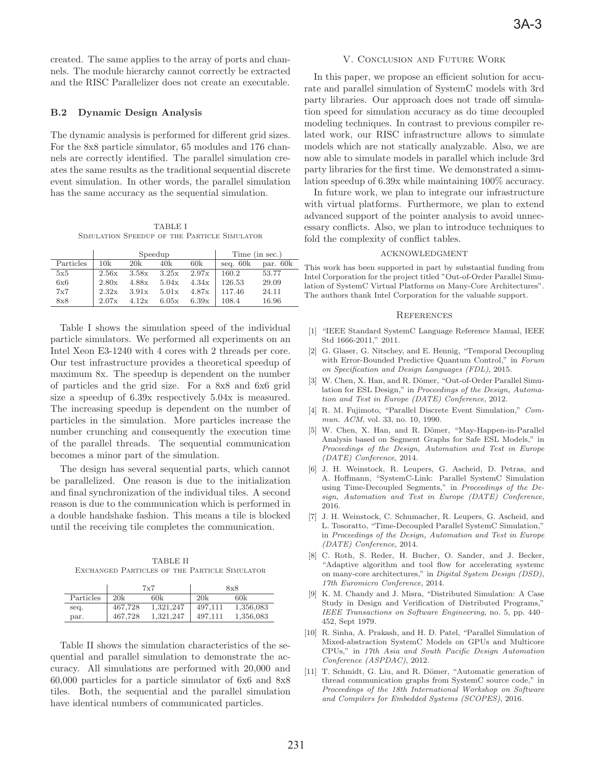created. The same applies to the array of ports and channels. The module hierarchy cannot correctly be extracted and the RISC Parallelizer does not create an executable.

### B.2 Dynamic Design Analysis

The dynamic analysis is performed for different grid sizes. For the 8x8 particle simulator, 65 modules and 176 channels are correctly identified. The parallel simulation creates the same results as the traditional sequential discrete event simulation. In other words, the parallel simulation has the same accuracy as the sequential simulation.

TABLE I
Simulation Speedup of the Particle Simulator

| | Speedup | | | | Time (in sec.) | |
|---|---|---|---|---|---|---|
| Particles | 10k | 20k | 40k | 60k | seq. 60k | par. 60k |
| 5x5 | 2.56x | 3.58x | 3.25x | 2.97x | 160.2 | 53.77 |
| 6x6 | 2.80x | 4.88x | 5.04x | 4.34x | 126.53 | 29.09 |
| 7x7 | 2.32x | 3.91x | 5.01x | 4.87x | 117.46 | 24.11 |
| 8x8 | 2.07x | 4.12x | 6.05x | 6.39x | 108.4 | 16.96 |

Table I shows the simulation speed of the individual particle simulators. We performed all experiments on an Intel Xeon E3-1240 with 4 cores with 2 threads per core. Our test infrastructure provides a theoretical speedup of maximum 8x. The speedup is dependent on the number of particles and the grid size. For a 8x8 and 6x6 grid size a speedup of 6.39x respectively 5.04x is measured. The increasing speedup is dependent on the number of particles in the simulation. More particles increase the number crunching and consequently the execution time of the parallel threads. The sequential communication becomes a minor part of the simulation.

The design has several sequential parts, which cannot be parallelized. One reason is due to the initialization and final synchronization of the individual tiles. A second reason is due to the communication which is performed in a double handshake fashion. This means a tile is blocked until the receiving tile completes the communication.

TABLE II
Exchanged Particles of the Particle Simulator

| | 7x7 | | 8x8 | |
|---|---|---|---|---|
| Particles | 20k | 60k | 20k | 60k |
| seq. | 467,728 | 1,321,247 | 497,111 | 1,356,083 |
| par. | 467,728 | 1,321,247 | 497,111 | 1,356,083 |

Table II shows the simulation characteristics of the sequential and parallel simulation to demonstrate the accuracy. All simulations are performed with 20,000 and 60,000 particles for a particle simulator of 6x6 and 8x8 tiles. Both, the sequential and the parallel simulation have identical numbers of communicated particles.

## V. Conclusion and Future Work

In this paper, we propose an efficient solution for accurate and parallel simulation of SystemC models with 3rd party libraries. Our approach does not trade off simulation speed for simulation accuracy as do time decoupled modeling techniques. In contrast to previous compiler related work, our RISC infrastructure allows to simulate models which are not statically analyzable. Also, we are now able to simulate models in parallel which include 3rd party libraries for the first time. We demonstrated a simulation speedup of 6.39x while maintaining 100% accuracy.

In future work, we plan to integrate our infrastructure with virtual platforms. Furthermore, we plan to extend advanced support of the pointer analysis to avoid unnecessary conflicts. Also, we plan to introduce techniques to fold the complexity of conflict tables.

## Acknowledgment

This work has been supported in part by substantial funding from Intel Corporation for the project titled "Out-of-Order Parallel Simulation of SystemC Virtual Platforms on Many-Core Architectures". The authors thank Intel Corporation for the valuable support.

## References

[1] "IEEE Standard SystemC Language Reference Manual, IEEE Std 1666-2011," 2011.

[2] G. Glaser, G. Nitschey, and E. Hennig, "Temporal Decoupling with Error-Bounded Predictive Quantum Control," in *Forum on Specification and Design Languages (FDL)*, 2015.

[3] W. Chen, X. Han, and R. Dömer, "Out-of-Order Parallel Simulation for ESL Design," in *Proceedings of the Design, Automation and Test in Europe (DATE) Conference*, 2012.

[4] R. M. Fujimoto, "Parallel Discrete Event Simulation," *Commun. ACM*, vol. 33, no. 10, 1990.

[5] W. Chen, X. Han, and R. Dömer, "May-Happen-in-Parallel Analysis based on Segment Graphs for Safe ESL Models," in *Proceedings of the Design, Automation and Test in Europe (DATE) Conference*, 2014.

[6] J. H. Weinstock, R. Leupers, G. Ascheid, D. Petras, and A. Hoffmann, "SystemC-Link: Parallel SystemC Simulation using Time-Decoupled Segments," in *Proceedings of the Design, Automation and Test in Europe (DATE) Conference*, 2016.

[7] J. H. Weinstock, C. Schumacher, R. Leupers, G. Ascheid, and L. Tosoratto, "Time-Decoupled Parallel SystemC Simulation," in *Proceedings of the Design, Automation and Test in Europe (DATE) Conference*, 2014.

[8] C. Roth, S. Reder, H. Bucher, O. Sander, and J. Becker, "Adaptive algorithm and tool flow for accelerating systemc on many-core architectures," in *Digital System Design (DSD), 17th Euromicro Conference*, 2014.

[9] K. M. Chandy and J. Misra, "Distributed Simulation: A Case Study in Design and Verification of Distributed Programs," *IEEE Transactions on Software Engineering*, no. 5, pp. 440–452, Sept 1979.

[10] R. Sinha, A. Prakash, and H. D. Patel, "Parallel Simulation of Mixed-abstraction SystemC Models on GPUs and Multicore CPUs," in *17th Asia and South Pacific Design Automation Conference (ASPDAC)*, 2012.

[11] T. Schmidt, G. Liu, and R. Dömer, "Automatic generation of thread communication graphs from SystemC source code," in *Proceedings of the 18th International Workshop on Software and Compilers for Embedded Systems (SCOPES)*, 2016.